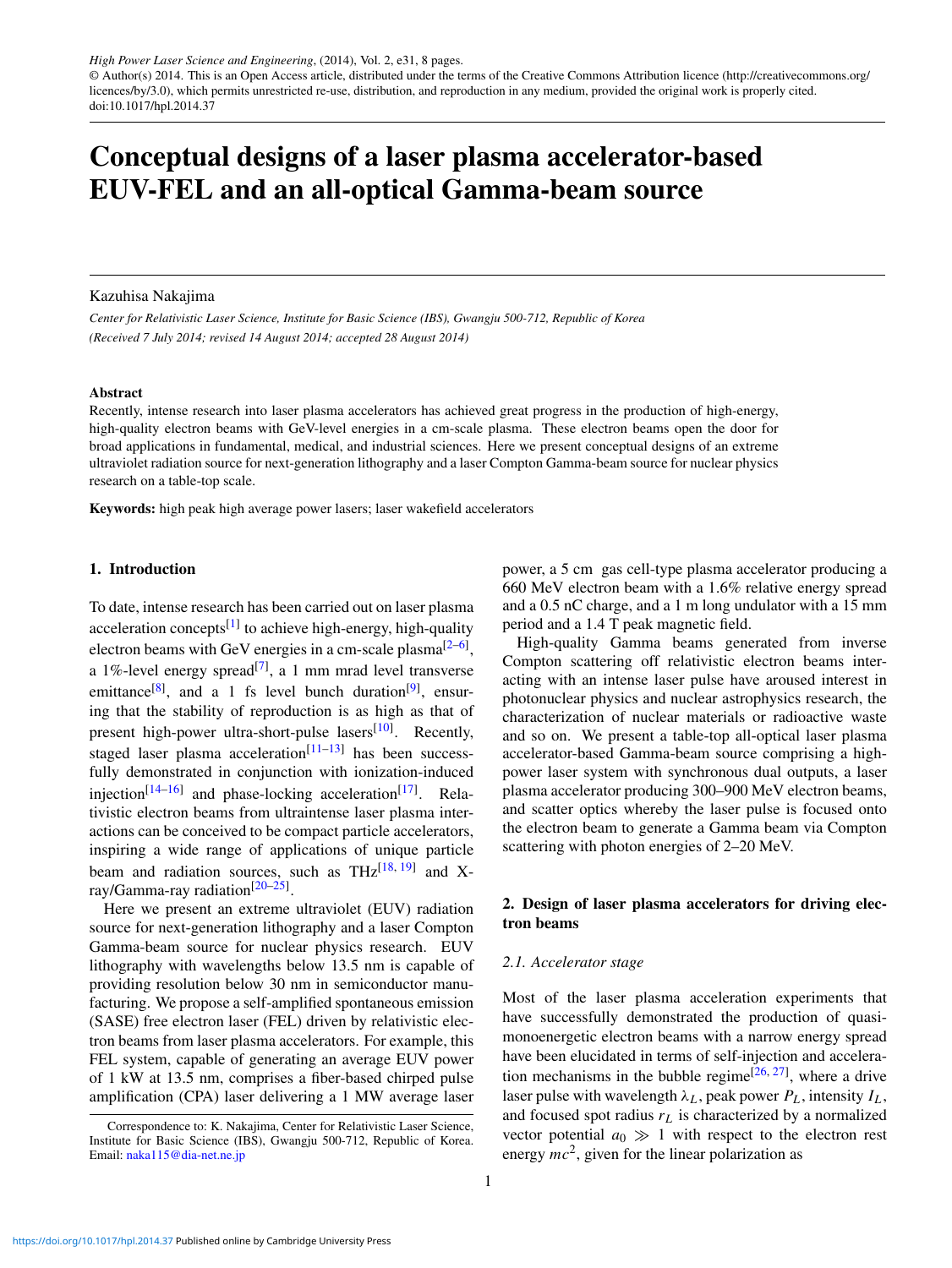# Conceptual designs of a laser plasma accelerator-based EUV-FEL and an all-optical Gamma-beam source

Kazuhisa Nakajima

*Center for Relativistic Laser Science, Institute for Basic Science (IBS), Gwangju 500-712, Republic of Korea*

*(Received 7 July 2014; revised 14 August 2014; accepted 28 August 2014)*

## Abstract

Recently, intense research into laser plasma accelerators has achieved great progress in the production of high-energy, high-quality electron beams with GeV-level energies in a cm-scale plasma. These electron beams open the door for broad applications in fundamental, medical, and industrial sciences. Here we present conceptual designs of an extreme ultraviolet radiation source for next-generation lithography and a laser Compton Gamma-beam source for nuclear physics research on a table-top scale.

**Keywords:** high peak high average power lasers; laser wakefield accelerators

## 1. Introduction

To date, intense research has been carried out on laser plasma acceleration concepts[1] to achieve high-energy, high-quality electron beams with GeV energies in a cm-scale plasma[2–6], a 1%-level energy spread[7], a 1 mm mrad level transverse emittance[8], and a 1 fs level bunch duration[9], ensuring that the stability of reproduction is as high as that of present high-power ultra-short-pulse lasers[10]. Recently, staged laser plasma acceleration[11–13] has been successfully demonstrated in conjunction with ionization-induced injection[14–16] and phase-locking acceleration[17]. Relativistic electron beams from ultraintense laser plasma interactions can be conceived to be compact particle accelerators, inspiring a wide range of applications of unique particle beam and radiation sources, such as THz[18, 19] and X-ray/Gamma-ray radiation[20–25].

Here we present an extreme ultraviolet (EUV) radiation source for next-generation lithography and a laser Compton Gamma-beam source for nuclear physics research. EUV lithography with wavelengths below 13.5 nm is capable of providing resolution below 30 nm in semiconductor manufacturing. We propose a self-amplified spontaneous emission (SASE) free electron laser (FEL) driven by relativistic electron beams from laser plasma accelerators. For example, this FEL system, capable of generating an average EUV power of 1 kW at 13.5 nm, comprises a fiber-based chirped pulse amplification (CPA) laser delivering a 1 MW average laser power, a 5 cm gas cell-type plasma accelerator producing a 660 MeV electron beam with a 1.6% relative energy spread and a 0.5 nC charge, and a 1 m long undulator with a 15 mm period and a 1.4 T peak magnetic field.

High-quality Gamma beams generated from inverse Compton scattering off relativistic electron beams interacting with an intense laser pulse have aroused interest in photonuclear physics and nuclear astrophysics research, the characterization of nuclear materials or radioactive waste and so on. We present a table-top all-optical laser plasma accelerator-based Gamma-beam source comprising a high-power laser system with synchronous dual outputs, a laser plasma accelerator producing 300–900 MeV electron beams, and scatter optics whereby the laser pulse is focused onto the electron beam to generate a Gamma beam via Compton scattering with photon energies of 2–20 MeV.

## 2. Design of laser plasma accelerators for driving electron beams

### 2.1. Accelerator stage

Most of the laser plasma acceleration experiments that have successfully demonstrated the production of quasi-monoenergetic electron beams with a narrow energy spread have been elucidated in terms of self-injection and acceleration mechanisms in the bubble regime[26, 27], where a drive laser pulse with wavelength $\lambda_L$, peak power $P_L$, intensity $I_L$, and focused spot radius $r_L$ is characterized by a normalized vector potential $a_0 \gg 1$ with respect to the electron rest energy $mc^2$, given for the linear polarization as

Correspondence to: K. Nakajima, Center for Relativistic Laser Science, Institute for Basic Science (IBS), Gwangju 500-712, Republic of Korea. Email: naka115@dia-net.ne.jp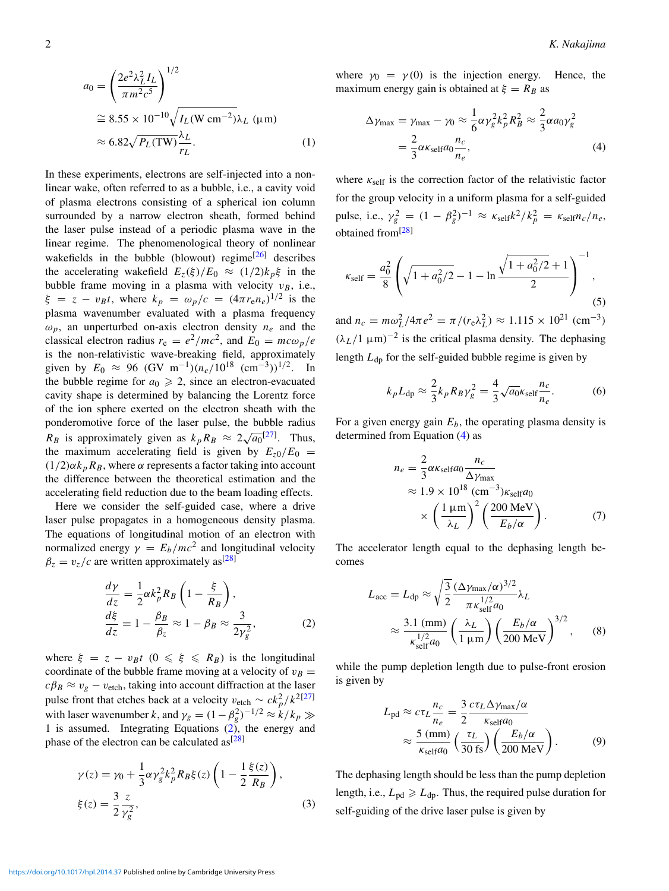$$a_0 = \left(\frac{2e^2\lambda_L^2 I_L}{\pi m^2 c^5}\right)^{1/2}$$
$$\cong 8.55 \times 10^{-10}\sqrt{I_L(\text{W cm}^{-2})}\lambda_L\ (\mu\text{m})$$
$$\approx 6.82\sqrt{P_L(\text{TW})}\frac{\lambda_L}{r_L}. \quad (1)$$

In these experiments, electrons are self-injected into a nonlinear wake, often referred to as a bubble, i.e., a cavity void of plasma electrons consisting of a spherical ion column surrounded by a narrow electron sheath, formed behind the laser pulse instead of a periodic plasma wave in the linear regime. The phenomenological theory of nonlinear wakefields in the bubble (blowout) regime[26] describes the accelerating wakefield $E_z(\xi)/E_0 \approx (1/2)k_p\xi$ in the bubble frame moving in a plasma with velocity $v_B$, i.e., $\xi = z - v_B t$, where $k_p = \omega_p/c = (4\pi r_e n_e)^{1/2}$ is the plasma wavenumber evaluated with a plasma frequency $\omega_p$, an unperturbed on-axis electron density $n_e$ and the classical electron radius $r_e = e^2/mc^2$, and $E_0 = mc\omega_p/e$ is the non-relativistic wave-breaking field, approximately given by $E_0 \approx 96\ (\text{GV m}^{-1})(n_e/10^{18}\ (\text{cm}^{-3}))^{1/2}$. In the bubble regime for $a_0 \geqslant 2$, since an electron-evacuated cavity shape is determined by balancing the Lorentz force of the ion sphere exerted on the electron sheath with the ponderomotive force of the laser pulse, the bubble radius $R_B$ is approximately given as $k_p R_B \approx 2\sqrt{a_0}$[27]. Thus, the maximum accelerating field is given by $E_{z0}/E_0 = (1/2)\alpha k_p R_B$, where $\alpha$ represents a factor taking into account the difference between the theoretical estimation and the accelerating field reduction due to the beam loading effects.

Here we consider the self-guided case, where a drive laser pulse propagates in a homogeneous density plasma. The equations of longitudinal motion of an electron with normalized energy $\gamma = E_b/mc^2$ and longitudinal velocity $\beta_z = v_z/c$ are written approximately as[28]

$$\frac{d\gamma}{dz} = \frac{1}{2}\alpha k_p^2 R_B \left(1 - \frac{\xi}{R_B}\right),$$
$$\frac{d\xi}{dz} = 1 - \frac{\beta_B}{\beta_z} \approx 1 - \beta_B \approx \frac{3}{2\gamma_g^2}, \quad (2)$$

where $\xi = z - v_B t$ $(0 \leqslant \xi \leqslant R_B)$ is the longitudinal coordinate of the bubble frame moving at a velocity of $v_B = c\beta_B \approx v_g - v_{\text{etch}}$, taking into account diffraction at the laser pulse front that etches back at a velocity $v_{\text{etch}} \sim ck_p^2/k^2$[27] with laser wavenumber $k$, and $\gamma_g = (1-\beta_g^2)^{-1/2} \approx k/k_p \gg 1$ is assumed. Integrating Equations (2), the energy and phase of the electron can be calculated as[28]

$$\gamma(z) = \gamma_0 + \frac{1}{3}\alpha\gamma_g^2 k_p^2 R_B \xi(z)\left(1 - \frac{1}{2}\frac{\xi(z)}{R_B}\right),$$
$$\xi(z) = \frac{3}{2}\frac{z}{\gamma_g^2}, \quad (3)$$

where $\gamma_0 = \gamma(0)$ is the injection energy. Hence, the maximum energy gain is obtained at $\xi = R_B$ as

$$\Delta\gamma_{\max} = \gamma_{\max} - \gamma_0 \approx \frac{1}{6}\alpha\gamma_g^2 k_p^2 R_B^2 \approx \frac{2}{3}\alpha a_0 \gamma_g^2$$
$$= \frac{2}{3}\alpha\kappa_{\text{self}} a_0 \frac{n_c}{n_e}, \quad (4)$$

where $\kappa_{\text{self}}$ is the correction factor of the relativistic factor for the group velocity in a uniform plasma for a self-guided pulse, i.e., $\gamma_g^2 = (1-\beta_g^2)^{-1} \approx \kappa_{\text{self}} k^2/k_p^2 = \kappa_{\text{self}} n_c/n_e$, obtained from[28]

$$\kappa_{\text{self}} = \frac{a_0^2}{8}\left(\sqrt{1 + a_0^2/2} - 1 - \ln\frac{\sqrt{1 + a_0^2/2} + 1}{2}\right)^{-1}, \quad (5)$$

and $n_c = m\omega_L^2/4\pi e^2 = \pi/(r_e\lambda_L^2) \approx 1.115 \times 10^{21}\ (\text{cm}^{-3})\ (\lambda_L/1\ \mu\text{m})^{-2}$ is the critical plasma density. The dephasing length $L_{\text{dp}}$ for the self-guided bubble regime is given by

$$k_p L_{\text{dp}} \approx \frac{2}{3}k_p R_B \gamma_g^2 = \frac{4}{3}\sqrt{a_0}\kappa_{\text{self}}\frac{n_c}{n_e}. \quad (6)$$

For a given energy gain $E_b$, the operating plasma density is determined from Equation (4) as

$$n_e = \frac{2}{3}\alpha\kappa_{\text{self}} a_0 \frac{n_c}{\Delta\gamma_{\max}}$$
$$\approx 1.9 \times 10^{18}\ (\text{cm}^{-3})\kappa_{\text{self}} a_0 \times \left(\frac{1\ \mu\text{m}}{\lambda_L}\right)^2 \left(\frac{200\ \text{MeV}}{E_b/\alpha}\right). \quad (7)$$

The accelerator length equal to the dephasing length becomes

$$L_{\text{acc}} = L_{\text{dp}} \approx \sqrt{\frac{3}{2}}\frac{(\Delta\gamma_{\max}/\alpha)^{3/2}}{\pi\kappa_{\text{self}}^{1/2} a_0}\lambda_L$$
$$\approx \frac{3.1\ (\text{mm})}{\kappa_{\text{self}}^{1/2} a_0}\left(\frac{\lambda_L}{1\ \mu\text{m}}\right)\left(\frac{E_b/\alpha}{200\ \text{MeV}}\right)^{3/2}, \quad (8)$$

while the pump depletion length due to pulse-front erosion is given by

$$L_{\text{pd}} \approx c\tau_L \frac{n_c}{n_e} = \frac{3}{2}\frac{c\tau_L \Delta\gamma_{\max}/\alpha}{\kappa_{\text{self}} a_0}$$
$$\approx \frac{5\ (\text{mm})}{\kappa_{\text{self}} a_0}\left(\frac{\tau_L}{30\ \text{fs}}\right)\left(\frac{E_b/\alpha}{200\ \text{MeV}}\right). \quad (9)$$

The dephasing length should be less than the pump depletion length, i.e., $L_{\text{pd}} \geqslant L_{\text{dp}}$. Thus, the required pulse duration for self-guiding of the drive laser pulse is given by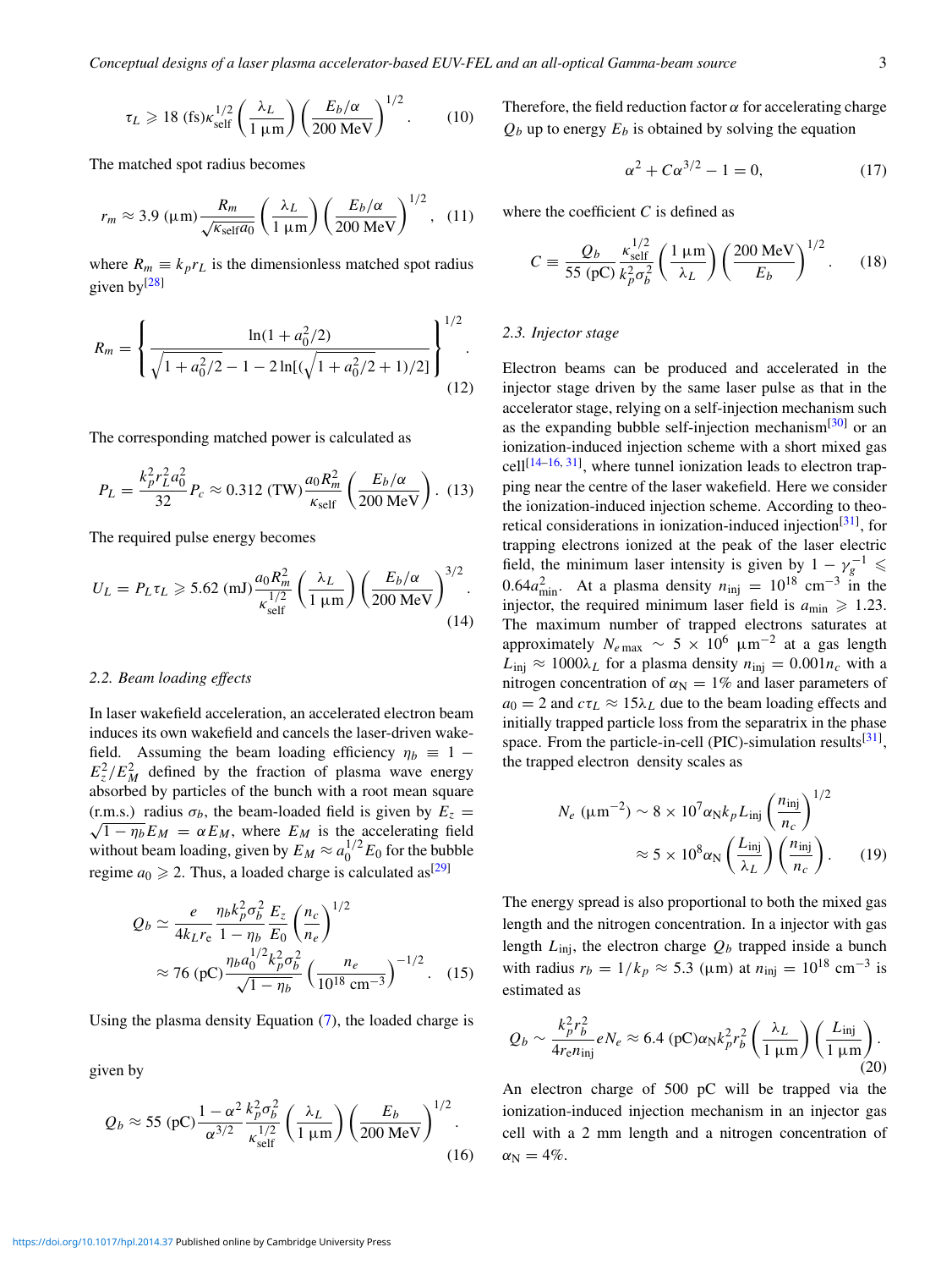$$\tau_L \geqslant 18\ (\text{fs})\kappa_{\text{self}}^{1/2}\left(\frac{\lambda_L}{1\ \mu\text{m}}\right)\left(\frac{E_b/\alpha}{200\ \text{MeV}}\right)^{1/2}. \qquad (10)$$

The matched spot radius becomes

$$r_m \approx 3.9\ (\mu\text{m})\frac{R_m}{\sqrt{\kappa_{\text{self}} a_0}}\left(\frac{\lambda_L}{1\ \mu\text{m}}\right)\left(\frac{E_b/\alpha}{200\ \text{MeV}}\right)^{1/2}, \quad (11)$$

where $R_m \equiv k_p r_L$ is the dimensionless matched spot radius given by[28]

$$R_m = \left\{\frac{\ln(1+a_0^2/2)}{\sqrt{1+a_0^2/2} - 1 - 2\ln[(\sqrt{1+a_0^2/2}+1)/2]}\right\}^{1/2}. \qquad (12)$$

The corresponding matched power is calculated as

$$P_L = \frac{k_p^2 r_L^2 a_0^2}{32} P_c \approx 0.312\ (\text{TW})\frac{a_0 R_m^2}{\kappa_{\text{self}}}\left(\frac{E_b/\alpha}{200\ \text{MeV}}\right). \quad (13)$$

The required pulse energy becomes

$$U_L = P_L \tau_L \geqslant 5.62\ (\text{mJ})\frac{a_0 R_m^2}{\kappa_{\text{self}}^{1/2}}\left(\frac{\lambda_L}{1\ \mu\text{m}}\right)\left(\frac{E_b/\alpha}{200\ \text{MeV}}\right)^{3/2}. \qquad (14)$$

### 2.2. Beam loading effects

In laser wakefield acceleration, an accelerated electron beam induces its own wakefield and cancels the laser-driven wakefield. Assuming the beam loading efficiency $\eta_b \equiv 1 - E_z^2/E_M^2$ defined by the fraction of plasma wave energy absorbed by particles of the bunch with a root mean square (r.m.s.) radius $\sigma_b$, the beam-loaded field is given by $E_z = \sqrt{1-\eta_b} E_M = \alpha E_M$, where $E_M$ is the accelerating field without beam loading, given by $E_M \approx a_0^{1/2} E_0$ for the bubble regime $a_0 \geqslant 2$. Thus, a loaded charge is calculated as[29]

$$Q_b \simeq \frac{e}{4k_L r_e}\frac{\eta_b k_p^2 \sigma_b^2}{1-\eta_b}\frac{E_z}{E_0}\left(\frac{n_c}{n_e}\right)^{1/2}$$
$$\approx 76\ (\text{pC})\frac{\eta_b a_0^{1/2} k_p^2 \sigma_b^2}{\sqrt{1-\eta_b}}\left(\frac{n_e}{10^{18}\ \text{cm}^{-3}}\right)^{-1/2}. \quad (15)$$

Using the plasma density Equation (7), the loaded charge is given by

$$Q_b \approx 55\ (\text{pC})\frac{1-\alpha^2}{\alpha^{3/2}}\frac{k_p^2\sigma_b^2}{\kappa_{\text{self}}^{1/2}}\left(\frac{\lambda_L}{1\ \mu\text{m}}\right)\left(\frac{E_b}{200\ \text{MeV}}\right)^{1/2}. \qquad (16)$$

Therefore, the field reduction factor $\alpha$ for accelerating charge $Q_b$ up to energy $E_b$ is obtained by solving the equation

$$\alpha^2 + C\alpha^{3/2} - 1 = 0, \qquad (17)$$

where the coefficient $C$ is defined as

$$C \equiv \frac{Q_b}{55\ (\text{pC})}\frac{\kappa_{\text{self}}^{1/2}}{k_p^2\sigma_b^2}\left(\frac{1\ \mu\text{m}}{\lambda_L}\right)\left(\frac{200\ \text{MeV}}{E_b}\right)^{1/2}. \qquad (18)$$

### 2.3. Injector stage

Electron beams can be produced and accelerated in the injector stage driven by the same laser pulse as that in the accelerator stage, relying on a self-injection mechanism such as the expanding bubble self-injection mechanism[30] or an ionization-induced injection scheme with a short mixed gas cell[14–16, 31], where tunnel ionization leads to electron trapping near the centre of the laser wakefield. Here we consider the ionization-induced injection scheme. According to theoretical considerations in ionization-induced injection[31], for trapping electrons ionized at the peak of the laser electric field, the minimum laser intensity is given by $1 - \gamma_g^{-1} \leqslant 0.64 a_{\min}^2$. At a plasma density $n_{\text{inj}} = 10^{18}\ \text{cm}^{-3}$ in the injector, the required minimum laser field is $a_{\min} \geqslant 1.23$. The maximum number of trapped electrons saturates at approximately $N_{e\,\max} \sim 5 \times 10^6\ \mu\text{m}^{-2}$ at a gas length $L_{\text{inj}} \approx 1000\lambda_L$ for a plasma density $n_{\text{inj}} = 0.001 n_c$ with a nitrogen concentration of $\alpha_{\text{N}} = 1\%$ and laser parameters of $a_0 = 2$ and $c\tau_L \approx 15\lambda_L$ due to the beam loading effects and initially trapped particle loss from the separatrix in the phase space. From the particle-in-cell (PIC)-simulation results[31], the trapped electron density scales as

$$N_e\ (\mu\text{m}^{-2}) \sim 8 \times 10^7 \alpha_{\text{N}} k_p L_{\text{inj}}\left(\frac{n_{\text{inj}}}{n_c}\right)^{1/2}$$
$$\approx 5 \times 10^8 \alpha_{\text{N}}\left(\frac{L_{\text{inj}}}{\lambda_L}\right)\left(\frac{n_{\text{inj}}}{n_c}\right). \qquad (19)$$

The energy spread is also proportional to both the mixed gas length and the nitrogen concentration. In a injector with gas length $L_{\text{inj}}$, the electron charge $Q_b$ trapped inside a bunch with radius $r_b = 1/k_p \approx 5.3\ (\mu\text{m})$ at $n_{\text{inj}} = 10^{18}\ \text{cm}^{-3}$ is estimated as

$$Q_b \sim \frac{k_p^2 r_b^2}{4 r_e n_{\text{inj}}} e N_e \approx 6.4\ (\text{pC})\alpha_{\text{N}} k_p^2 r_b^2\left(\frac{\lambda_L}{1\ \mu\text{m}}\right)\left(\frac{L_{\text{inj}}}{1\ \mu\text{m}}\right). \qquad (20)$$

An electron charge of 500 pC will be trapped via the ionization-induced injection mechanism in an injector gas cell with a 2 mm length and a nitrogen concentration of $\alpha_{\text{N}} = 4\%$.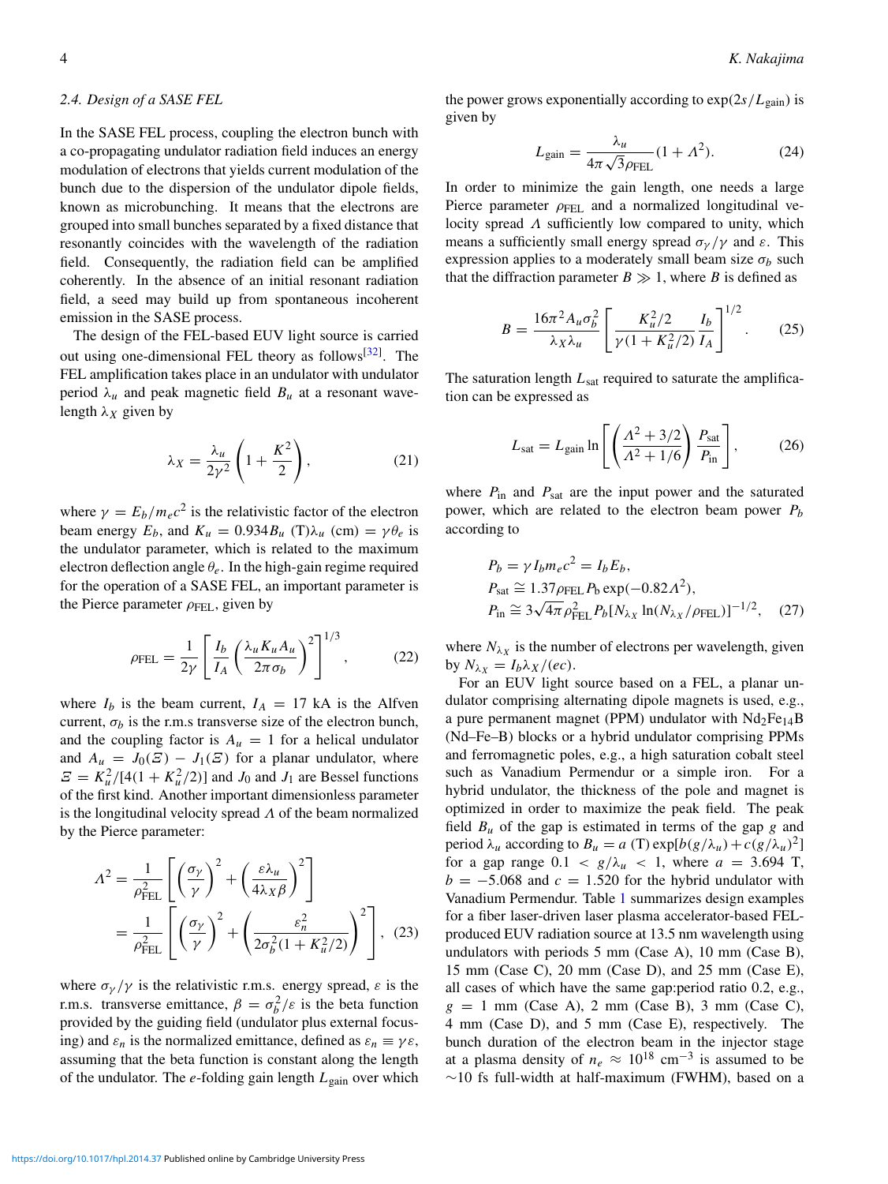### 2.4. Design of a SASE FEL

In the SASE FEL process, coupling the electron bunch with a co-propagating undulator radiation field induces an energy modulation of electrons that yields current modulation of the bunch due to the dispersion of the undulator dipole fields, known as microbunching. It means that the electrons are grouped into small bunches separated by a fixed distance that resonantly coincides with the wavelength of the radiation field. Consequently, the radiation field can be amplified coherently. In the absence of an initial resonant radiation field, a seed may build up from spontaneous incoherent emission in the SASE process.

The design of the FEL-based EUV light source is carried out using one-dimensional FEL theory as follows[32]. The FEL amplification takes place in an undulator with undulator period $\lambda_u$ and peak magnetic field $B_u$ at a resonant wavelength $\lambda_X$ given by

$$\lambda_X = \frac{\lambda_u}{2\gamma^2}\left(1 + \frac{K^2}{2}\right), \tag{21}$$

where $\gamma = E_b/m_e c^2$ is the relativistic factor of the electron beam energy $E_b$, and $K_u = 0.934 B_u\,(\mathrm{T})\lambda_u\,(\mathrm{cm}) = \gamma\theta_e$ is the undulator parameter, which is related to the maximum electron deflection angle $\theta_e$. In the high-gain regime required for the operation of a SASE FEL, an important parameter is the Pierce parameter $\rho_{\mathrm{FEL}}$, given by

$$\rho_{\mathrm{FEL}} = \frac{1}{2\gamma}\left[\frac{I_b}{I_A}\left(\frac{\lambda_u K_u A_u}{2\pi\sigma_b}\right)^2\right]^{1/3}, \tag{22}$$

where $I_b$ is the beam current, $I_A = 17$ kA is the Alfven current, $\sigma_b$ is the r.m.s transverse size of the electron bunch, and the coupling factor is $A_u = 1$ for a helical undulator and $A_u = J_0(\Xi) - J_1(\Xi)$ for a planar undulator, where $\Xi = K_u^2/[4(1 + K_u^2/2)]$ and $J_0$ and $J_1$ are Bessel functions of the first kind. Another important dimensionless parameter is the longitudinal velocity spread $\Lambda$ of the beam normalized by the Pierce parameter:

$$\begin{aligned}\Lambda^2 &= \frac{1}{\rho_{\mathrm{FEL}}^2}\left[\left(\frac{\sigma_\gamma}{\gamma}\right)^2 + \left(\frac{\varepsilon\lambda_u}{4\lambda_X\beta}\right)^2\right]\\ &= \frac{1}{\rho_{\mathrm{FEL}}^2}\left[\left(\frac{\sigma_\gamma}{\gamma}\right)^2 + \left(\frac{\varepsilon_n^2}{2\sigma_b^2(1 + K_u^2/2)}\right)^2\right], \end{aligned} \tag{23}$$

where $\sigma_\gamma/\gamma$ is the relativistic r.m.s. energy spread, $\varepsilon$ is the r.m.s. transverse emittance, $\beta = \sigma_b^2/\varepsilon$ is the beta function provided by the guiding field (undulator plus external focusing) and $\varepsilon_n$ is the normalized emittance, defined as $\varepsilon_n \equiv \gamma\varepsilon$, assuming that the beta function is constant along the length of the undulator. The $e$-folding gain length $L_{\mathrm{gain}}$ over which the power grows exponentially according to $\exp(2s/L_{\mathrm{gain}})$ is given by

$$L_{\mathrm{gain}} = \frac{\lambda_u}{4\pi\sqrt{3}\rho_{\mathrm{FEL}}}(1 + \Lambda^2). \tag{24}$$

In order to minimize the gain length, one needs a large Pierce parameter $\rho_{\mathrm{FEL}}$ and a normalized longitudinal velocity spread $\Lambda$ sufficiently low compared to unity, which means a sufficiently small energy spread $\sigma_\gamma/\gamma$ and $\varepsilon$. This expression applies to a moderately small beam size $\sigma_b$ such that the diffraction parameter $B \gg 1$, where $B$ is defined as

$$B = \frac{16\pi^2 A_u\sigma_b^2}{\lambda_X\lambda_u}\left[\frac{K_u^2/2}{\gamma(1 + K_u^2/2)}\frac{I_b}{I_A}\right]^{1/2}. \tag{25}$$

The saturation length $L_{\mathrm{sat}}$ required to saturate the amplification can be expressed as

$$L_{\mathrm{sat}} = L_{\mathrm{gain}}\ln\left[\left(\frac{\Lambda^2 + 3/2}{\Lambda^2 + 1/6}\right)\frac{P_{\mathrm{sat}}}{P_{\mathrm{in}}}\right], \tag{26}$$

where $P_{\mathrm{in}}$ and $P_{\mathrm{sat}}$ are the input power and the saturated power, which are related to the electron beam power $P_b$ according to

$$\begin{aligned} P_b &= \gamma I_b m_e c^2 = I_b E_b,\\ P_{\mathrm{sat}} &\cong 1.37\rho_{\mathrm{FEL}} P_b \exp(-0.82\Lambda^2),\\ P_{\mathrm{in}} &\cong 3\sqrt{4\pi}\rho_{\mathrm{FEL}}^2 P_b[N_{\lambda_X}\ln(N_{\lambda_X}/\rho_{\mathrm{FEL}})]^{-1/2}, \end{aligned} \tag{27}$$

where $N_{\lambda_X}$ is the number of electrons per wavelength, given by $N_{\lambda_X} = I_b\lambda_X/(ec)$.

For an EUV light source based on a FEL, a planar undulator comprising alternating dipole magnets is used, e.g., a pure permanent magnet (PPM) undulator with $Nd_2Fe_{14}B$ (Nd–Fe–B) blocks or a hybrid undulator comprising PPMs and ferromagnetic poles, e.g., a high saturation cobalt steel such as Vanadium Permendur or a simple iron. For a hybrid undulator, the thickness of the pole and magnet is optimized in order to maximize the peak field. The peak field $B_u$ of the gap is estimated in terms of the gap $g$ and period $\lambda_u$ according to $B_u = a\,(\mathrm{T})\exp[b(g/\lambda_u) + c(g/\lambda_u)^2]$ for a gap range $0.1 < g/\lambda_u < 1$, where $a = 3.694$ T, $b = -5.068$ and $c = 1.520$ for the hybrid undulator with Vanadium Permendur. Table 1 summarizes design examples for a fiber laser-driven laser plasma accelerator-based FEL-produced EUV radiation source at 13.5 nm wavelength using undulators with periods 5 mm (Case A), 10 mm (Case B), 15 mm (Case C), 20 mm (Case D), and 25 mm (Case E), all cases of which have the same gap:period ratio 0.2, e.g., $g = 1$ mm (Case A), 2 mm (Case B), 3 mm (Case C), 4 mm (Case D), and 5 mm (Case E), respectively. The bunch duration of the electron beam in the injector stage at a plasma density of $n_e \approx 10^{18}$ cm$^{-3}$ is assumed to be $\sim$10 fs full-width at half-maximum (FWHM), based on a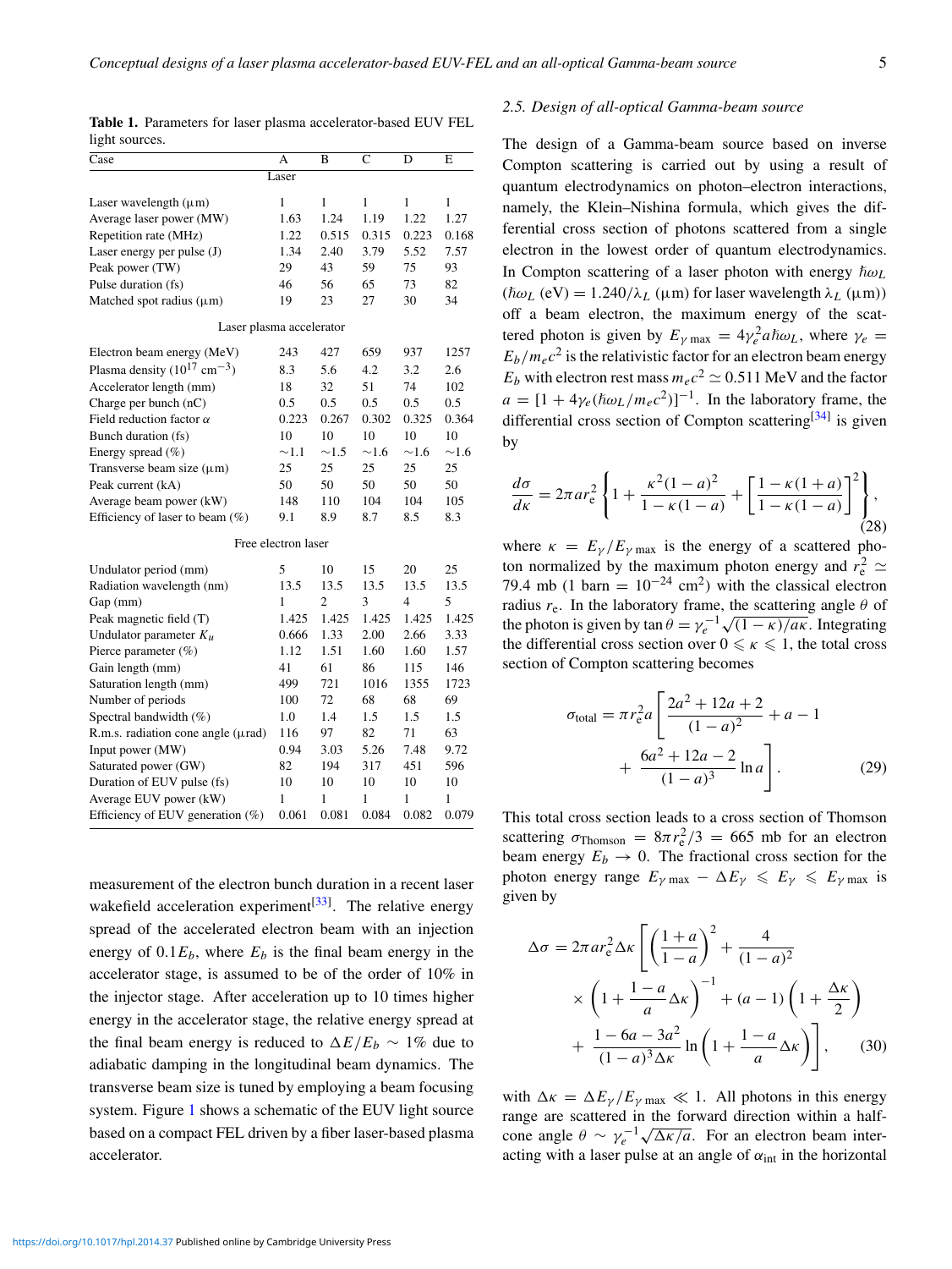**Table 1.** Parameters for laser plasma accelerator-based EUV FEL light sources.

| Case | A | B | C | D | E |
|---|---|---|---|---|---|
| Laser | | | | | |
| Laser wavelength (μm) | 1 | 1 | 1 | 1 | 1 |
| Average laser power (MW) | 1.63 | 1.24 | 1.19 | 1.22 | 1.27 |
| Repetition rate (MHz) | 1.22 | 0.515 | 0.315 | 0.223 | 0.168 |
| Laser energy per pulse (J) | 1.34 | 2.40 | 3.79 | 5.52 | 7.57 |
| Peak power (TW) | 29 | 43 | 59 | 75 | 93 |
| Pulse duration (fs) | 46 | 56 | 65 | 73 | 82 |
| Matched spot radius (μm) | 19 | 23 | 27 | 30 | 34 |
| Laser plasma accelerator | | | | | |
| Electron beam energy (MeV) | 243 | 427 | 659 | 937 | 1257 |
| Plasma density ($10^{17}$ cm$^{-3}$) | 8.3 | 5.6 | 4.2 | 3.2 | 2.6 |
| Accelerator length (mm) | 18 | 32 | 51 | 74 | 102 |
| Charge per bunch (nC) | 0.5 | 0.5 | 0.5 | 0.5 | 0.5 |
| Field reduction factor $\alpha$ | 0.223 | 0.267 | 0.302 | 0.325 | 0.364 |
| Bunch duration (fs) | 10 | 10 | 10 | 10 | 10 |
| Energy spread (%) | ∼1.1 | ∼1.5 | ∼1.6 | ∼1.6 | ∼1.6 |
| Transverse beam size (μm) | 25 | 25 | 25 | 25 | 25 |
| Peak current (kA) | 50 | 50 | 50 | 50 | 50 |
| Average beam power (kW) | 148 | 110 | 104 | 104 | 105 |
| Efficiency of laser to beam (%) | 9.1 | 8.9 | 8.7 | 8.5 | 8.3 |
| Free electron laser | | | | | |
| Undulator period (mm) | 5 | 10 | 15 | 20 | 25 |
| Radiation wavelength (nm) | 13.5 | 13.5 | 13.5 | 13.5 | 13.5 |
| Gap (mm) | 1 | 2 | 3 | 4 | 5 |
| Peak magnetic field (T) | 1.425 | 1.425 | 1.425 | 1.425 | 1.425 |
| Undulator parameter $K_u$ | 0.666 | 1.33 | 2.00 | 2.66 | 3.33 |
| Pierce parameter (%) | 1.12 | 1.51 | 1.60 | 1.60 | 1.57 |
| Gain length (mm) | 41 | 61 | 86 | 115 | 146 |
| Saturation length (mm) | 499 | 721 | 1016 | 1355 | 1723 |
| Number of periods | 100 | 72 | 68 | 68 | 69 |
| Spectral bandwidth (%) | 1.0 | 1.4 | 1.5 | 1.5 | 1.5 |
| R.m.s. radiation cone angle (μrad) | 116 | 97 | 82 | 71 | 63 |
| Input power (MW) | 0.94 | 3.03 | 5.26 | 7.48 | 9.72 |
| Saturated power (GW) | 82 | 194 | 317 | 451 | 596 |
| Duration of EUV pulse (fs) | 10 | 10 | 10 | 10 | 10 |
| Average EUV power (kW) | 1 | 1 | 1 | 1 | 1 |
| Efficiency of EUV generation (%) | 0.061 | 0.081 | 0.084 | 0.082 | 0.079 |

measurement of the electron bunch duration in a recent laser wakefield acceleration experiment[33]. The relative energy spread of the accelerated electron beam with an injection energy of $0.1E_b$, where $E_b$ is the final beam energy in the accelerator stage, is assumed to be of the order of 10% in the injector stage. After acceleration up to 10 times higher energy in the accelerator stage, the relative energy spread at the final beam energy is reduced to $\Delta E/E_b \sim 1\%$ due to adiabatic damping in the longitudinal beam dynamics. The transverse beam size is tuned by employing a beam focusing system. Figure 1 shows a schematic of the EUV light source based on a compact FEL driven by a fiber laser-based plasma accelerator.

### 2.5. Design of all-optical Gamma-beam source

The design of a Gamma-beam source based on inverse Compton scattering is carried out by using a result of quantum electrodynamics on photon–electron interactions, namely, the Klein–Nishina formula, which gives the differential cross section of photons scattered from a single electron in the lowest order of quantum electrodynamics. In Compton scattering of a laser photon with energy $\hbar\omega_L$ ($\hbar\omega_L$ (eV) $= 1.240/\lambda_L$ (μm) for laser wavelength $\lambda_L$ (μm)) off a beam electron, the maximum energy of the scattered photon is given by $E_{\gamma\max} = 4\gamma_e^2 a\hbar\omega_L$, where $\gamma_e = E_b/m_ec^2$ is the relativistic factor for an electron beam energy $E_b$ with electron rest mass $m_ec^2 \simeq 0.511$ MeV and the factor $a = [1 + 4\gamma_e(\hbar\omega_L/m_ec^2)]^{-1}$. In the laboratory frame, the differential cross section of Compton scattering[34] is given by

$$\frac{d\sigma}{d\kappa} = 2\pi a r_e^2 \left\{ 1 + \frac{\kappa^2(1-a)^2}{1-\kappa(1-a)} + \left[\frac{1-\kappa(1+a)}{1-\kappa(1-a)}\right]^2 \right\}, \tag{28}$$

where $\kappa = E_\gamma/E_{\gamma\max}$ is the energy of a scattered photon normalized by the maximum photon energy and $r_e^2 \simeq 79.4$ mb (1 barn $= 10^{-24}$ cm$^2$) with the classical electron radius $r_e$. In the laboratory frame, the scattering angle $\theta$ of the photon is given by $\tan\theta = \gamma_e^{-1}\sqrt{(1-\kappa)/a\kappa}$. Integrating the differential cross section over $0 \leqslant \kappa \leqslant 1$, the total cross section of Compton scattering becomes

$$\sigma_{\text{total}} = \pi r_e^2 a \left[ \frac{2a^2 + 12a + 2}{(1-a)^2} + a - 1 + \frac{6a^2 + 12a - 2}{(1-a)^3} \ln a \right]. \tag{29}$$

This total cross section leads to a cross section of Thomson scattering $\sigma_{\text{Thomson}} = 8\pi r_e^2/3 = 665$ mb for an electron beam energy $E_b \to 0$. The fractional cross section for the photon energy range $E_{\gamma\max} - \Delta E_\gamma \leqslant E_\gamma \leqslant E_{\gamma\max}$ is given by

$$\Delta\sigma = 2\pi a r_e^2 \Delta\kappa \left[ \left(\frac{1+a}{1-a}\right)^2 + \frac{4}{(1-a)^2} \times \left(1 + \frac{1-a}{a}\Delta\kappa\right)^{-1} + (a-1)\left(1 + \frac{\Delta\kappa}{2}\right) + \frac{1-6a-3a^2}{(1-a)^3\Delta\kappa} \ln\left(1 + \frac{1-a}{a}\Delta\kappa\right) \right], \tag{30}$$

with $\Delta\kappa = \Delta E_\gamma/E_{\gamma\max} \ll 1$. All photons in this energy range are scattered in the forward direction within a half-cone angle $\theta \sim \gamma_e^{-1}\sqrt{\Delta\kappa/a}$. For an electron beam interacting with a laser pulse at an angle of $\alpha_{\text{int}}$ in the horizontal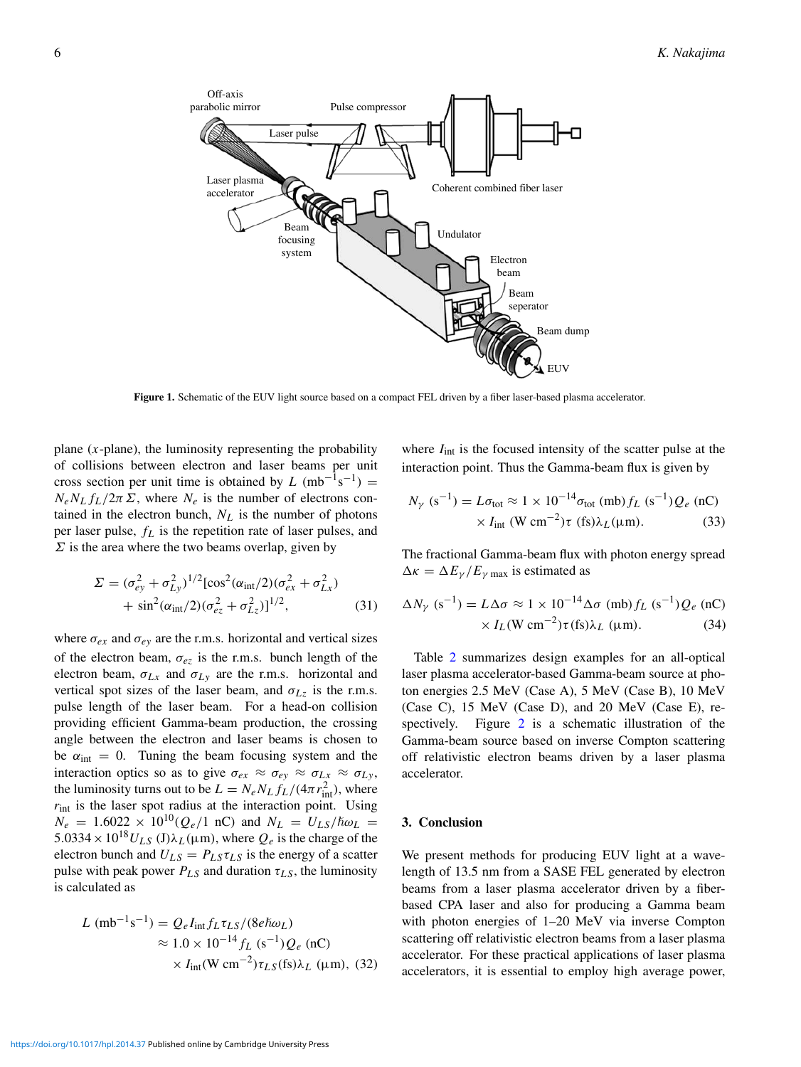Off-axis parabolic mirror

Pulse compressor

Laser pulse

Laser plasma accelerator

Coherent combined fiber laser

Beam focusing system

Undulator

Electron beam

Beam seperator

Beam dump

EUV

**Figure 1.** Schematic of the EUV light source based on a compact FEL driven by a fiber laser-based plasma accelerator.

plane ($x$-plane), the luminosity representing the probability of collisions between electron and laser beams per unit cross section per unit time is obtained by $L$ (mb$^{-1}$s$^{-1}$) $= N_e N_L f_L / 2\pi \Sigma$, where $N_e$ is the number of electrons contained in the electron bunch, $N_L$ is the number of photons per laser pulse, $f_L$ is the repetition rate of laser pulses, and $\Sigma$ is the area where the two beams overlap, given by

$$\Sigma = (\sigma_{ey}^2 + \sigma_{Ly}^2)^{1/2}[\cos^2(\alpha_{\rm int}/2)(\sigma_{ex}^2 + \sigma_{Lx}^2) + \sin^2(\alpha_{\rm int}/2)(\sigma_{ez}^2 + \sigma_{Lz}^2)]^{1/2}, \quad (31)$$

where $\sigma_{ex}$ and $\sigma_{ey}$ are the r.m.s. horizontal and vertical sizes of the electron beam, $\sigma_{ez}$ is the r.m.s. bunch length of the electron beam, $\sigma_{Lx}$ and $\sigma_{Ly}$ are the r.m.s. horizontal and vertical spot sizes of the laser beam, and $\sigma_{Lz}$ is the r.m.s. pulse length of the laser beam. For a head-on collision providing efficient Gamma-beam production, the crossing angle between the electron and laser beams is chosen to be $\alpha_{\rm int} = 0$. Tuning the beam focusing system and the interaction optics so as to give $\sigma_{ex} \approx \sigma_{ey} \approx \sigma_{Lx} \approx \sigma_{Ly}$, the luminosity turns out to be $L = N_e N_L f_L/(4\pi r_{\rm int}^2)$, where $r_{\rm int}$ is the laser spot radius at the interaction point. Using $N_e = 1.6022 \times 10^{10}(Q_e/1\ \text{nC})$ and $N_L = U_{LS}/\hbar\omega_L = 5.0334 \times 10^{18} U_{LS}\ (\text{J})\lambda_L(\mu\text{m})$, where $Q_e$ is the charge of the electron bunch and $U_{LS} = P_{LS}\tau_{LS}$ is the energy of a scatter pulse with peak power $P_{LS}$ and duration $\tau_{LS}$, the luminosity is calculated as

$$\begin{aligned} L\ (\text{mb}^{-1}\text{s}^{-1}) &= Q_e I_{\rm int} f_L \tau_{LS}/(8e\hbar\omega_L) \\ &\approx 1.0 \times 10^{-14} f_L\ (\text{s}^{-1}) Q_e\ (\text{nC}) \\ &\quad \times I_{\rm int}(\text{W cm}^{-2})\tau_{LS}(\text{fs})\lambda_L\ (\mu\text{m}), \quad (32) \end{aligned}$$

where $I_{\rm int}$ is the focused intensity of the scatter pulse at the interaction point. Thus the Gamma-beam flux is given by

$$\begin{aligned} N_\gamma\ (\text{s}^{-1}) = L\sigma_{\rm tot} &\approx 1 \times 10^{-14}\sigma_{\rm tot}\ (\text{mb}) f_L\ (\text{s}^{-1}) Q_e\ (\text{nC}) \\ &\quad \times I_{\rm int}\ (\text{W cm}^{-2})\tau\ (\text{fs})\lambda_L(\mu\text{m}). \quad (33) \end{aligned}$$

The fractional Gamma-beam flux with photon energy spread $\Delta\kappa = \Delta E_\gamma / E_{\gamma\,\max}$ is estimated as

$$\begin{aligned} \Delta N_\gamma\ (\text{s}^{-1}) = L\Delta\sigma &\approx 1 \times 10^{-14}\Delta\sigma\ (\text{mb}) f_L\ (\text{s}^{-1}) Q_e\ (\text{nC}) \\ &\quad \times I_L(\text{W cm}^{-2})\tau(\text{fs})\lambda_L\ (\mu\text{m}). \quad (34) \end{aligned}$$

Table 2 summarizes design examples for an all-optical laser plasma accelerator-based Gamma-beam source at photon energies 2.5 MeV (Case A), 5 MeV (Case B), 10 MeV (Case C), 15 MeV (Case D), and 20 MeV (Case E), respectively. Figure 2 is a schematic illustration of the Gamma-beam source based on inverse Compton scattering off relativistic electron beams driven by a laser plasma accelerator.

## 3. Conclusion

We present methods for producing EUV light at a wavelength of 13.5 nm from a SASE FEL generated by electron beams from a laser plasma accelerator driven by a fiber-based CPA laser and also for producing a Gamma beam with photon energies of 1–20 MeV via inverse Compton scattering off relativistic electron beams from a laser plasma accelerator. For these practical applications of laser plasma accelerators, it is essential to employ high average power,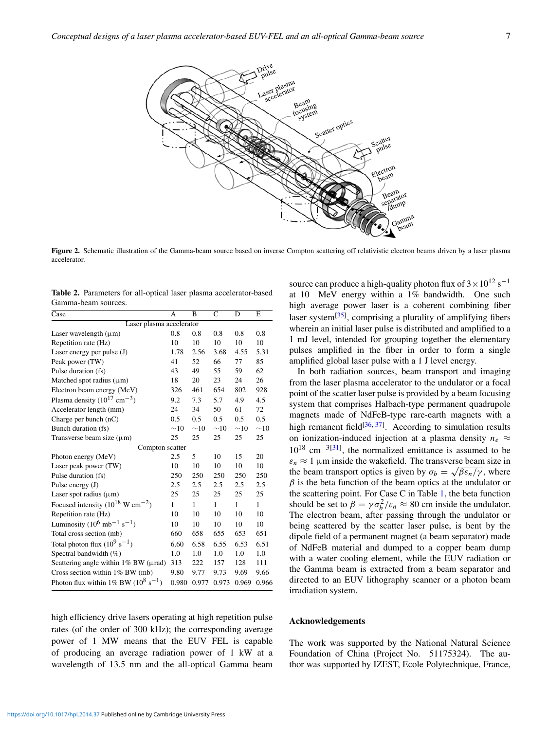Drive pulse
Laser plasma accelerator
Beam focusing system
Scatter optics
Scatter pulse
Electron beam
Beam separator /dump
Gamma beam

**Figure 2.** Schematic illustration of the Gamma-beam source based on inverse Compton scattering off relativistic electron beams driven by a laser plasma accelerator.

**Table 2.** Parameters for all-optical laser plasma accelerator-based Gamma-beam sources.

| Case | A | B | C | D | E |
|---|---|---|---|---|---|
| Laser plasma accelerator | | | | | |
| Laser wavelength (μm) | 0.8 | 0.8 | 0.8 | 0.8 | 0.8 |
| Repetition rate (Hz) | 10 | 10 | 10 | 10 | 10 |
| Laser energy per pulse (J) | 1.78 | 2.56 | 3.68 | 4.55 | 5.31 |
| Peak power (TW) | 41 | 52 | 66 | 77 | 85 |
| Pulse duration (fs) | 43 | 49 | 55 | 59 | 62 |
| Matched spot radius (μm) | 18 | 20 | 23 | 24 | 26 |
| Electron beam energy (MeV) | 326 | 461 | 654 | 802 | 928 |
| Plasma density ($10^{17}$ cm$^{-3}$) | 9.2 | 7.3 | 5.7 | 4.9 | 4.5 |
| Accelerator length (mm) | 24 | 34 | 50 | 61 | 72 |
| Charge per bunch (nC) | 0.5 | 0.5 | 0.5 | 0.5 | 0.5 |
| Bunch duration (fs) | ∼10 | ∼10 | ∼10 | ∼10 | ∼10 |
| Transverse beam size (μm) | 25 | 25 | 25 | 25 | 25 |
| Compton scatter | | | | | |
| Photon energy (MeV) | 2.5 | 5 | 10 | 15 | 20 |
| Laser peak power (TW) | 10 | 10 | 10 | 10 | 10 |
| Pulse duration (fs) | 250 | 250 | 250 | 250 | 250 |
| Pulse energy (J) | 2.5 | 2.5 | 2.5 | 2.5 | 2.5 |
| Laser spot radius (μm) | 25 | 25 | 25 | 25 | 25 |
| Focused intensity ($10^{18}$ W cm$^{-2}$) | 1 | 1 | 1 | 1 | 1 |
| Repetition rate (Hz) | 10 | 10 | 10 | 10 | 10 |
| Luminosity ($10^{6}$ mb$^{-1}$ s$^{-1}$) | 10 | 10 | 10 | 10 | 10 |
| Total cross section (mb) | 660 | 658 | 655 | 653 | 651 |
| Total photon flux ($10^{9}$ s$^{-1}$) | 6.60 | 6.58 | 6.55 | 6.53 | 6.51 |
| Spectral bandwidth (%) | 1.0 | 1.0 | 1.0 | 1.0 | 1.0 |
| Scattering angle within 1% BW (μrad) | 313 | 222 | 157 | 128 | 111 |
| Cross section within 1% BW (mb) | 9.80 | 9.77 | 9.73 | 9.69 | 9.66 |
| Photon flux within 1% BW ($10^{8}$ s$^{-1}$) | 0.980 | 0.977 | 0.973 | 0.969 | 0.966 |

high efficiency drive lasers operating at high repetition pulse rates (of the order of 300 kHz); the corresponding average power of 1 MW means that the EUV FEL is capable of producing an average radiation power of 1 kW at a wavelength of 13.5 nm and the all-optical Gamma beam source can produce a high-quality photon flux of $3\times10^{12}$ s$^{-1}$ at 10 MeV energy within a 1% bandwidth. One such high average power laser is a coherent combining fiber laser system[35], comprising a plurality of amplifying fibers wherein an initial laser pulse is distributed and amplified to a 1 mJ level, intended for grouping together the elementary pulses amplified in the fiber in order to form a single amplified global laser pulse with a 1 J level energy.

In both radiation sources, beam transport and imaging from the laser plasma accelerator to the undulator or a focal point of the scatter laser pulse is provided by a beam focusing system that comprises Halbach-type permanent quadrupole magnets made of NdFeB-type rare-earth magnets with a high remanent field[36, 37]. According to simulation results on ionization-induced injection at a plasma density $n_e \approx 10^{18}$ cm$^{-3}$[31], the normalized emittance is assumed to be $\varepsilon_n \approx 1$ μm inside the wakefield. The transverse beam size in the beam transport optics is given by $\sigma_b = \sqrt{\beta\varepsilon_n/\gamma}$, where $\beta$ is the beta function of the beam optics at the undulator or the scattering point. For Case C in Table 1, the beta function should be set to $\beta = \gamma\sigma_b^2/\varepsilon_n \approx 80$ cm inside the undulator. The electron beam, after passing through the undulator or being scattered by the scatter laser pulse, is bent by the dipole field of a permanent magnet (a beam separator) made of NdFeB material and dumped to a copper beam dump with a water cooling element, while the EUV radiation or the Gamma beam is extracted from a beam separator and directed to an EUV lithography scanner or a photon beam irradiation system.

## Acknowledgements

The work was supported by the National Natural Science Foundation of China (Project No. 51175324). The author was supported by IZEST, Ecole Polytechnique, France,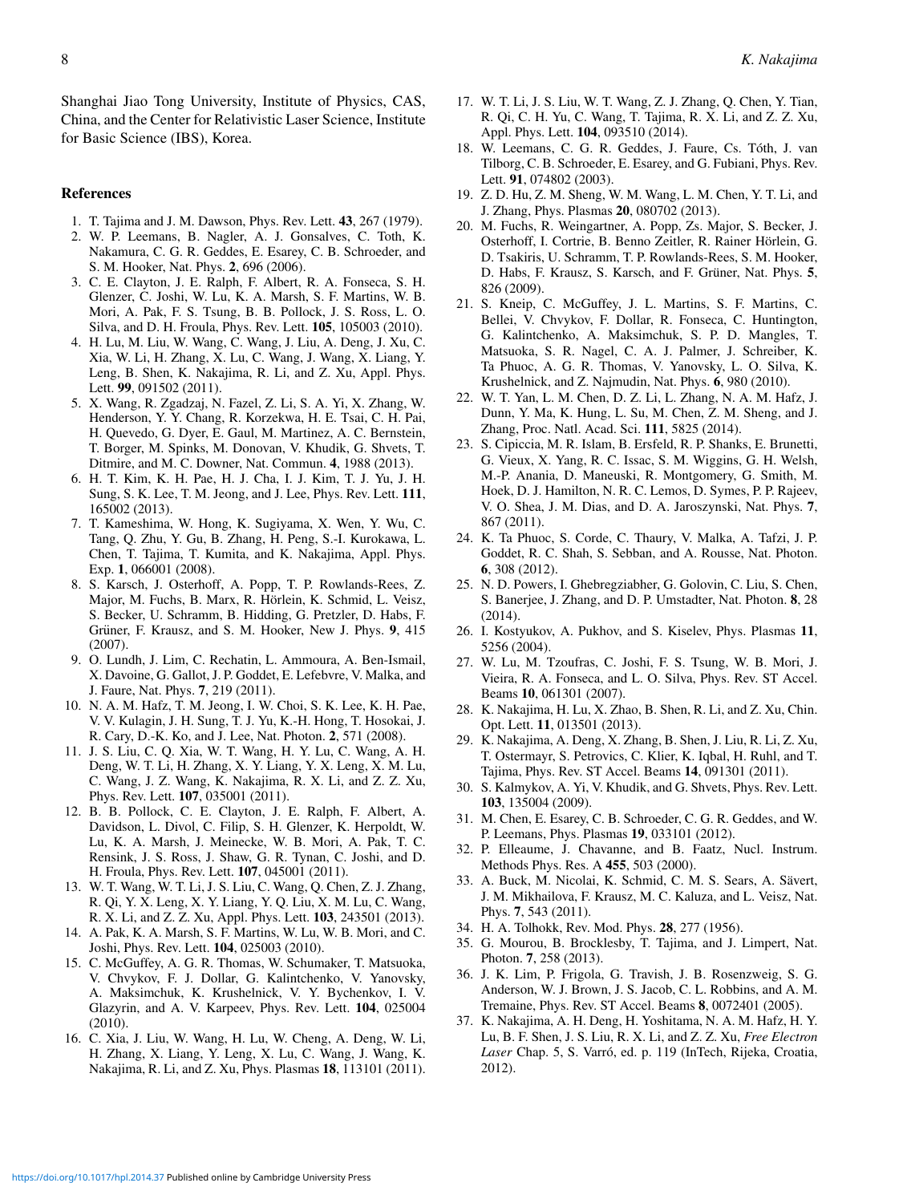Shanghai Jiao Tong University, Institute of Physics, CAS, China, and the Center for Relativistic Laser Science, Institute for Basic Science (IBS), Korea.

## References

1. T. Tajima and J. M. Dawson, Phys. Rev. Lett. **43**, 267 (1979).
2. W. P. Leemans, B. Nagler, A. J. Gonsalves, C. Toth, K. Nakamura, C. G. R. Geddes, E. Esarey, C. B. Schroeder, and S. M. Hooker, Nat. Phys. **2**, 696 (2006).
3. C. E. Clayton, J. E. Ralph, F. Albert, R. A. Fonseca, S. H. Glenzer, C. Joshi, W. Lu, K. A. Marsh, S. F. Martins, W. B. Mori, A. Pak, F. S. Tsung, B. B. Pollock, J. S. Ross, L. O. Silva, and D. H. Froula, Phys. Rev. Lett. **105**, 105003 (2010).
4. H. Lu, M. Liu, W. Wang, C. Wang, J. Liu, A. Deng, J. Xu, C. Xia, W. Li, H. Zhang, X. Lu, C. Wang, J. Wang, X. Liang, Y. Leng, B. Shen, K. Nakajima, R. Li, and Z. Xu, Appl. Phys. Lett. **99**, 091502 (2011).
5. X. Wang, R. Zgadzaj, N. Fazel, Z. Li, S. A. Yi, X. Zhang, W. Henderson, Y. Y. Chang, R. Korzekwa, H. E. Tsai, C. H. Pai, H. Quevedo, G. Dyer, E. Gaul, M. Martinez, A. C. Bernstein, T. Borger, M. Spinks, M. Donovan, V. Khudik, G. Shvets, T. Ditmire, and M. C. Downer, Nat. Commun. **4**, 1988 (2013).
6. H. T. Kim, K. H. Pae, H. J. Cha, I. J. Kim, T. J. Yu, J. H. Sung, S. K. Lee, T. M. Jeong, and J. Lee, Phys. Rev. Lett. **111**, 165002 (2013).
7. T. Kameshima, W. Hong, K. Sugiyama, X. Wen, Y. Wu, C. Tang, Q. Zhu, Y. Gu, B. Zhang, H. Peng, S.-I. Kurokawa, L. Chen, T. Tajima, T. Kumita, and K. Nakajima, Appl. Phys. Exp. **1**, 066001 (2008).
8. S. Karsch, J. Osterhoff, A. Popp, T. P. Rowlands-Rees, Z. Major, M. Fuchs, B. Marx, R. Hörlein, K. Schmid, L. Veisz, S. Becker, U. Schramm, B. Hidding, G. Pretzler, D. Habs, F. Grüner, F. Krausz, and S. M. Hooker, New J. Phys. **9**, 415 (2007).
9. O. Lundh, J. Lim, C. Rechatin, L. Ammoura, A. Ben-Ismail, X. Davoine, G. Gallot, J. P. Goddet, E. Lefebvre, V. Malka, and J. Faure, Nat. Phys. **7**, 219 (2011).
10. N. A. M. Hafz, T. M. Jeong, I. W. Choi, S. K. Lee, K. H. Pae, V. V. Kulagin, J. H. Sung, T. J. Yu, K.-H. Hong, T. Hosokai, J. R. Cary, D.-K. Ko, and J. Lee, Nat. Photon. **2**, 571 (2008).
11. J. S. Liu, C. Q. Xia, W. T. Wang, H. Y. Lu, C. Wang, A. H. Deng, W. T. Li, H. Zhang, X. Y. Liang, Y. X. Leng, X. M. Lu, C. Wang, J. Z. Wang, K. Nakajima, R. X. Li, and Z. Z. Xu, Phys. Rev. Lett. **107**, 035001 (2011).
12. B. B. Pollock, C. E. Clayton, J. E. Ralph, F. Albert, A. Davidson, L. Divol, C. Filip, S. H. Glenzer, K. Herpoldt, W. Lu, K. A. Marsh, J. Meinecke, W. B. Mori, A. Pak, T. C. Rensink, J. S. Ross, J. Shaw, G. R. Tynan, C. Joshi, and D. H. Froula, Phys. Rev. Lett. **107**, 045001 (2011).
13. W. T. Wang, W. T. Li, J. S. Liu, C. Wang, Q. Chen, Z. J. Zhang, R. Qi, Y. X. Leng, X. Y. Liang, Y. Q. Liu, X. M. Lu, C. Wang, R. X. Li, and Z. Z. Xu, Appl. Phys. Lett. **103**, 243501 (2013).
14. A. Pak, K. A. Marsh, S. F. Martins, W. Lu, W. B. Mori, and C. Joshi, Phys. Rev. Lett. **104**, 025003 (2010).
15. C. McGuffey, A. G. R. Thomas, W. Schumaker, T. Matsuoka, V. Chvykov, F. J. Dollar, G. Kalintchenko, V. Yanovsky, A. Maksimchuk, K. Krushelnick, V. Y. Bychenkov, I. V. Glazyrin, and A. V. Karpeev, Phys. Rev. Lett. **104**, 025004 (2010).
16. C. Xia, J. Liu, W. Wang, H. Lu, W. Cheng, A. Deng, W. Li, H. Zhang, X. Liang, Y. Leng, X. Lu, C. Wang, J. Wang, K. Nakajima, R. Li, and Z. Xu, Phys. Plasmas **18**, 113101 (2011).
17. W. T. Li, J. S. Liu, W. T. Wang, Z. J. Zhang, Q. Chen, Y. Tian, R. Qi, C. H. Yu, C. Wang, T. Tajima, R. X. Li, and Z. Z. Xu, Appl. Phys. Lett. **104**, 093510 (2014).
18. W. Leemans, C. G. R. Geddes, J. Faure, Cs. Tóth, J. van Tilborg, C. B. Schroeder, E. Esarey, and G. Fubiani, Phys. Rev. Lett. **91**, 074802 (2003).
19. Z. D. Hu, Z. M. Sheng, W. M. Wang, L. M. Chen, Y. T. Li, and J. Zhang, Phys. Plasmas **20**, 080702 (2013).
20. M. Fuchs, R. Weingartner, A. Popp, Zs. Major, S. Becker, J. Osterhoff, I. Cortrie, B. Benno Zeitler, R. Rainer Hörlein, G. D. Tsakiris, U. Schramm, T. P. Rowlands-Rees, S. M. Hooker, D. Habs, F. Krausz, S. Karsch, and F. Grüner, Nat. Phys. **5**, 826 (2009).
21. S. Kneip, C. McGuffey, J. L. Martins, S. F. Martins, C. Bellei, V. Chvykov, F. Dollar, R. Fonseca, C. Huntington, G. Kalintchenko, A. Maksimchuk, S. P. D. Mangles, T. Matsuoka, S. R. Nagel, C. A. J. Palmer, J. Schreiber, K. Ta Phuoc, A. G. R. Thomas, V. Yanovsky, L. O. Silva, K. Krushelnick, and Z. Najmudin, Nat. Phys. **6**, 980 (2010).
22. W. T. Yan, L. M. Chen, D. Z. Li, L. Zhang, N. A. M. Hafz, J. Dunn, Y. Ma, K. Hung, L. Su, M. Chen, Z. M. Sheng, and J. Zhang, Proc. Natl. Acad. Sci. **111**, 5825 (2014).
23. S. Cipiccia, M. R. Islam, B. Ersfeld, R. P. Shanks, E. Brunetti, G. Vieux, X. Yang, R. C. Issac, S. M. Wiggins, G. H. Welsh, M.-P. Anania, D. Maneuski, R. Montgomery, G. Smith, M. Hoek, D. J. Hamilton, N. R. C. Lemos, D. Symes, P. P. Rajeev, V. O. Shea, J. M. Dias, and D. A. Jaroszynski, Nat. Phys. **7**, 867 (2011).
24. K. Ta Phuoc, S. Corde, C. Thaury, V. Malka, A. Tafzi, J. P. Goddet, R. C. Shah, S. Sebban, and A. Rousse, Nat. Photon. **6**, 308 (2012).
25. N. D. Powers, I. Ghebregziabher, G. Golovin, C. Liu, S. Chen, S. Banerjee, J. Zhang, and D. P. Umstadter, Nat. Photon. **8**, 28 (2014).
26. I. Kostyukov, A. Pukhov, and S. Kiselev, Phys. Plasmas **11**, 5256 (2004).
27. W. Lu, M. Tzoufras, C. Joshi, F. S. Tsung, W. B. Mori, J. Vieira, R. A. Fonseca, and L. O. Silva, Phys. Rev. ST Accel. Beams **10**, 061301 (2007).
28. K. Nakajima, H. Lu, X. Zhao, B. Shen, R. Li, and Z. Xu, Chin. Opt. Lett. **11**, 013501 (2013).
29. K. Nakajima, A. Deng, X. Zhang, B. Shen, J. Liu, R. Li, Z. Xu, T. Ostermayr, S. Petrovics, C. Klier, K. Iqbal, H. Ruhl, and T. Tajima, Phys. Rev. ST Accel. Beams **14**, 091301 (2011).
30. S. Kalmykov, A. Yi, V. Khudik, and G. Shvets, Phys. Rev. Lett. **103**, 135004 (2009).
31. M. Chen, E. Esarey, C. B. Schroeder, C. G. R. Geddes, and W. P. Leemans, Phys. Plasmas **19**, 033101 (2012).
32. P. Elleaume, J. Chavanne, and B. Faatz, Nucl. Instrum. Methods Phys. Res. A **455**, 503 (2000).
33. A. Buck, M. Nicolai, K. Schmid, C. M. S. Sears, A. Sävert, J. M. Mikhailova, F. Krausz, M. C. Kaluza, and L. Veisz, Nat. Phys. **7**, 543 (2011).
34. H. A. Tolhokk, Rev. Mod. Phys. **28**, 277 (1956).
35. G. Mourou, B. Brocklesby, T. Tajima, and J. Limpert, Nat. Photon. **7**, 258 (2013).
36. J. K. Lim, P. Frigola, G. Travish, J. B. Rosenzweig, S. G. Anderson, W. J. Brown, J. S. Jacob, C. L. Robbins, and A. M. Tremaine, Phys. Rev. ST Accel. Beams **8**, 0072401 (2005).
37. K. Nakajima, A. H. Deng, H. Yoshitama, N. A. M. Hafz, H. Y. Lu, B. F. Shen, J. S. Liu, R. X. Li, and Z. Z. Xu, *Free Electron Laser* Chap. 5, S. Varró, ed. p. 119 (InTech, Rijeka, Croatia, 2012).